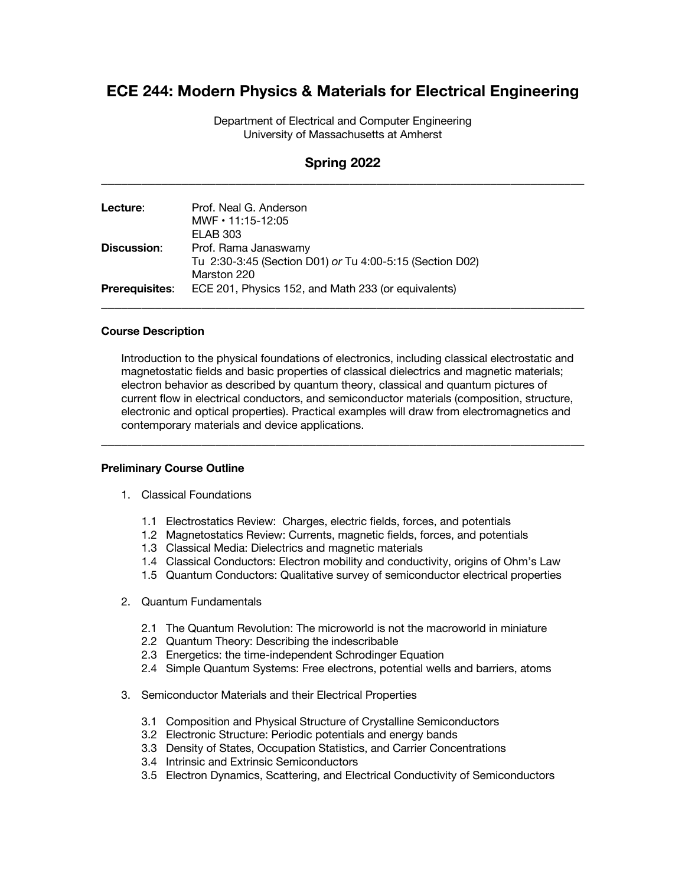# ECE 244: Modern Physics & Materials for Electrical Engineering

Department of Electrical and Computer Engineering
University of Massachusetts at Amherst

## Spring 2022

---

**Lecture**: Prof. Neal G. Anderson
MWF • 11:15-12:05
ELAB 303

**Discussion**: Prof. Rama Janaswamy
Tu 2:30-3:45 (Section D01) *or* Tu 4:00-5:15 (Section D02)
Marston 220

**Prerequisites**: ECE 201, Physics 152, and Math 233 (or equivalents)

---

### Course Description

Introduction to the physical foundations of electronics, including classical electrostatic and magnetostatic fields and basic properties of classical dielectrics and magnetic materials; electron behavior as described by quantum theory, classical and quantum pictures of current flow in electrical conductors, and semiconductor materials (composition, structure, electronic and optical properties). Practical examples will draw from electromagnetics and contemporary materials and device applications.

---

### Preliminary Course Outline

1. Classical Foundations

    1.1 Electrostatics Review: Charges, electric fields, forces, and potentials
    1.2 Magnetostatics Review: Currents, magnetic fields, forces, and potentials
    1.3 Classical Media: Dielectrics and magnetic materials
    1.4 Classical Conductors: Electron mobility and conductivity, origins of Ohm's Law
    1.5 Quantum Conductors: Qualitative survey of semiconductor electrical properties

2. Quantum Fundamentals

    2.1 The Quantum Revolution: The microworld is not the macroworld in miniature
    2.2 Quantum Theory: Describing the indescribable
    2.3 Energetics: the time-independent Schrodinger Equation
    2.4 Simple Quantum Systems: Free electrons, potential wells and barriers, atoms

3. Semiconductor Materials and their Electrical Properties

    3.1 Composition and Physical Structure of Crystalline Semiconductors
    3.2 Electronic Structure: Periodic potentials and energy bands
    3.3 Density of States, Occupation Statistics, and Carrier Concentrations
    3.4 Intrinsic and Extrinsic Semiconductors
    3.5 Electron Dynamics, Scattering, and Electrical Conductivity of Semiconductors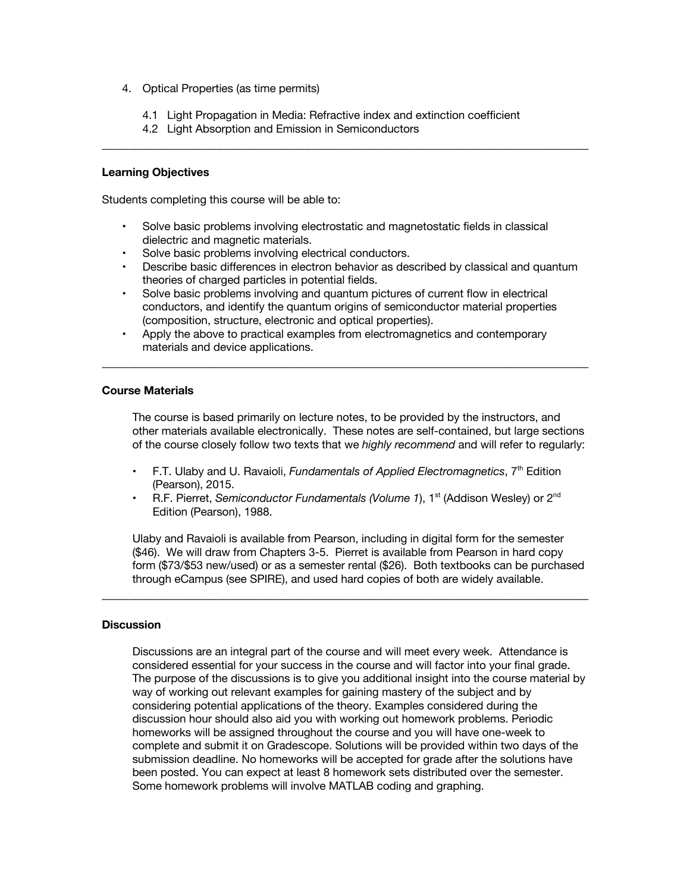4. Optical Properties (as time permits)

    4.1 Light Propagation in Media: Refractive index and extinction coefficient
    4.2 Light Absorption and Emission in Semiconductors

---

**Learning Objectives**

Students completing this course will be able to:

- Solve basic problems involving electrostatic and magnetostatic fields in classical dielectric and magnetic materials.
- Solve basic problems involving electrical conductors.
- Describe basic differences in electron behavior as described by classical and quantum theories of charged particles in potential fields.
- Solve basic problems involving and quantum pictures of current flow in electrical conductors, and identify the quantum origins of semiconductor material properties (composition, structure, electronic and optical properties).
- Apply the above to practical examples from electromagnetics and contemporary materials and device applications.

---

**Course Materials**

The course is based primarily on lecture notes, to be provided by the instructors, and other materials available electronically. These notes are self-contained, but large sections of the course closely follow two texts that we *highly recommend* and will refer to regularly:

- F.T. Ulaby and U. Ravaioli, *Fundamentals of Applied Electromagnetics*, 7th Edition (Pearson), 2015.
- R.F. Pierret, *Semiconductor Fundamentals (Volume 1)*, 1st (Addison Wesley) or 2nd Edition (Pearson), 1988.

Ulaby and Ravaioli is available from Pearson, including in digital form for the semester ($46). We will draw from Chapters 3-5. Pierret is available from Pearson in hard copy form ($73/$53 new/used) or as a semester rental ($26). Both textbooks can be purchased through eCampus (see SPIRE), and used hard copies of both are widely available.

---

**Discussion**

Discussions are an integral part of the course and will meet every week. Attendance is considered essential for your success in the course and will factor into your final grade. The purpose of the discussions is to give you additional insight into the course material by way of working out relevant examples for gaining mastery of the subject and by considering potential applications of the theory. Examples considered during the discussion hour should also aid you with working out homework problems. Periodic homeworks will be assigned throughout the course and you will have one-week to complete and submit it on Gradescope. Solutions will be provided within two days of the submission deadline. No homeworks will be accepted for grade after the solutions have been posted. You can expect at least 8 homework sets distributed over the semester. Some homework problems will involve MATLAB coding and graphing.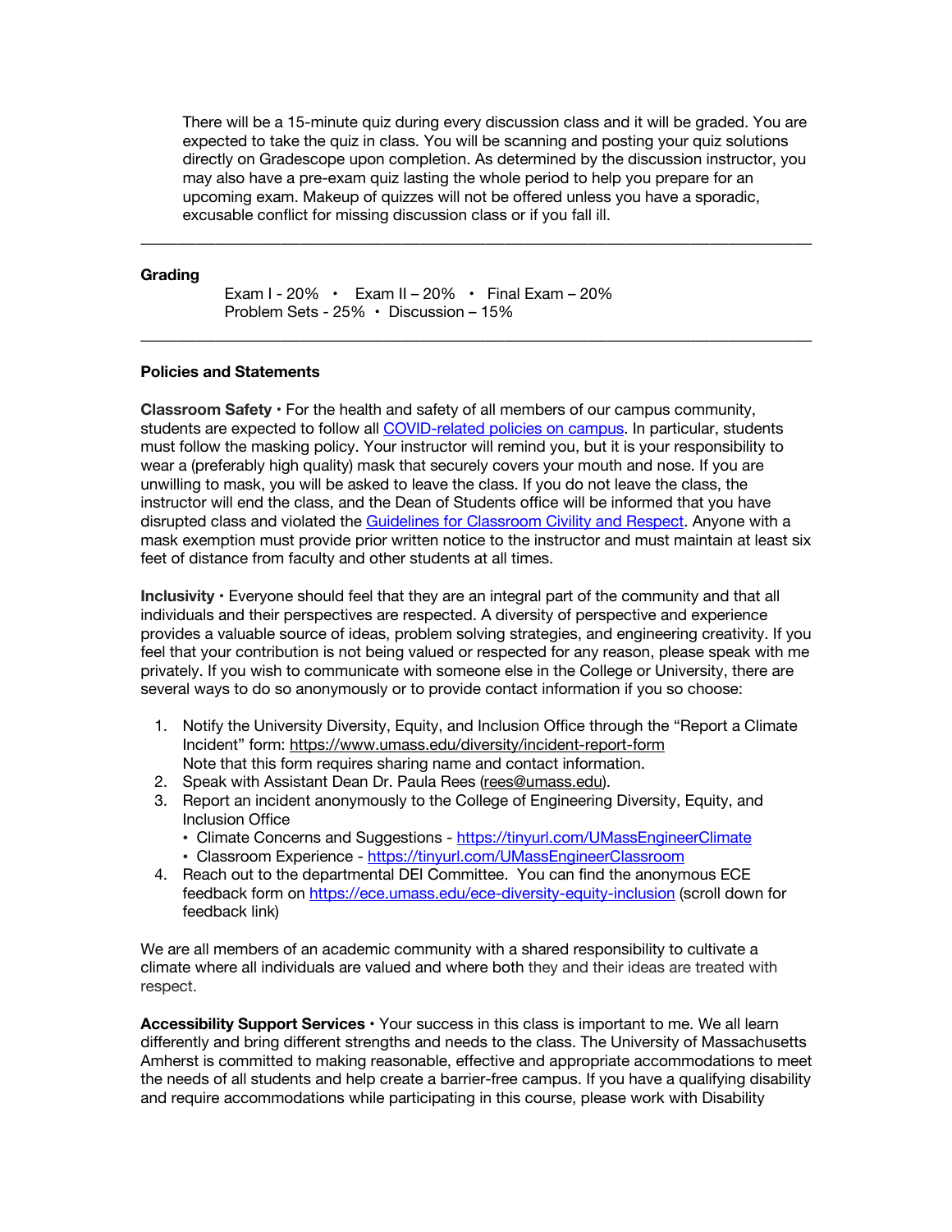There will be a 15-minute quiz during every discussion class and it will be graded. You are expected to take the quiz in class. You will be scanning and posting your quiz solutions directly on Gradescope upon completion. As determined by the discussion instructor, you may also have a pre-exam quiz lasting the whole period to help you prepare for an upcoming exam. Makeup of quizzes will not be offered unless you have a sporadic, excusable conflict for missing discussion class or if you fall ill.

---

**Grading**

Exam I - 20% • Exam II – 20% • Final Exam – 20%
Problem Sets - 25% • Discussion – 15%

---

**Policies and Statements**

**Classroom Safety** • For the health and safety of all members of our campus community, students are expected to follow all COVID-related policies on campus. In particular, students must follow the masking policy. Your instructor will remind you, but it is your responsibility to wear a (preferably high quality) mask that securely covers your mouth and nose. If you are unwilling to mask, you will be asked to leave the class. If you do not leave the class, the instructor will end the class, and the Dean of Students office will be informed that you have disrupted class and violated the Guidelines for Classroom Civility and Respect. Anyone with a mask exemption must provide prior written notice to the instructor and must maintain at least six feet of distance from faculty and other students at all times.

**Inclusivity** • Everyone should feel that they are an integral part of the community and that all individuals and their perspectives are respected. A diversity of perspective and experience provides a valuable source of ideas, problem solving strategies, and engineering creativity. If you feel that your contribution is not being valued or respected for any reason, please speak with me privately. If you wish to communicate with someone else in the College or University, there are several ways to do so anonymously or to provide contact information if you so choose:

1. Notify the University Diversity, Equity, and Inclusion Office through the "Report a Climate Incident" form: https://www.umass.edu/diversity/incident-report-form
   Note that this form requires sharing name and contact information.
2. Speak with Assistant Dean Dr. Paula Rees (rees@umass.edu).
3. Report an incident anonymously to the College of Engineering Diversity, Equity, and Inclusion Office
   - Climate Concerns and Suggestions - https://tinyurl.com/UMassEngineerClimate
   - Classroom Experience - https://tinyurl.com/UMassEngineerClassroom
4. Reach out to the departmental DEI Committee. You can find the anonymous ECE feedback form on https://ece.umass.edu/ece-diversity-equity-inclusion (scroll down for feedback link)

We are all members of an academic community with a shared responsibility to cultivate a climate where all individuals are valued and where both they and their ideas are treated with respect.

**Accessibility Support Services** • Your success in this class is important to me. We all learn differently and bring different strengths and needs to the class. The University of Massachusetts Amherst is committed to making reasonable, effective and appropriate accommodations to meet the needs of all students and help create a barrier-free campus. If you have a qualifying disability and require accommodations while participating in this course, please work with Disability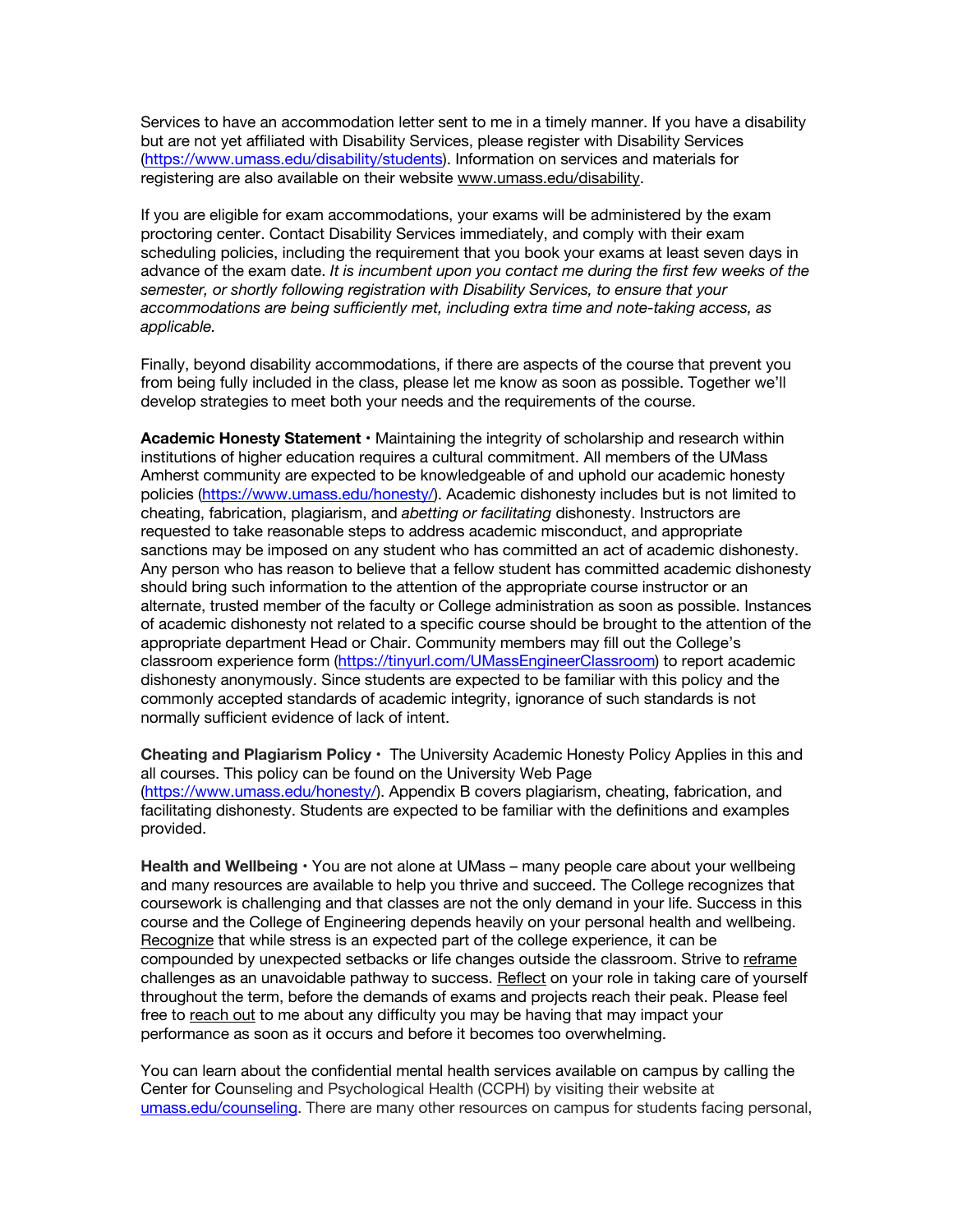Services to have an accommodation letter sent to me in a timely manner. If you have a disability but are not yet affiliated with Disability Services, please register with Disability Services (https://www.umass.edu/disability/students). Information on services and materials for registering are also available on their website www.umass.edu/disability.

If you are eligible for exam accommodations, your exams will be administered by the exam proctoring center. Contact Disability Services immediately, and comply with their exam scheduling policies, including the requirement that you book your exams at least seven days in advance of the exam date. *It is incumbent upon you contact me during the first few weeks of the semester, or shortly following registration with Disability Services, to ensure that your accommodations are being sufficiently met, including extra time and note-taking access, as applicable.*

Finally, beyond disability accommodations, if there are aspects of the course that prevent you from being fully included in the class, please let me know as soon as possible. Together we'll develop strategies to meet both your needs and the requirements of the course.

**Academic Honesty Statement** • Maintaining the integrity of scholarship and research within institutions of higher education requires a cultural commitment. All members of the UMass Amherst community are expected to be knowledgeable of and uphold our academic honesty policies (https://www.umass.edu/honesty/). Academic dishonesty includes but is not limited to cheating, fabrication, plagiarism, and *abetting or facilitating* dishonesty. Instructors are requested to take reasonable steps to address academic misconduct, and appropriate sanctions may be imposed on any student who has committed an act of academic dishonesty. Any person who has reason to believe that a fellow student has committed academic dishonesty should bring such information to the attention of the appropriate course instructor or an alternate, trusted member of the faculty or College administration as soon as possible. Instances of academic dishonesty not related to a specific course should be brought to the attention of the appropriate department Head or Chair. Community members may fill out the College's classroom experience form (https://tinyurl.com/UMassEngineerClassroom) to report academic dishonesty anonymously. Since students are expected to be familiar with this policy and the commonly accepted standards of academic integrity, ignorance of such standards is not normally sufficient evidence of lack of intent.

**Cheating and Plagiarism Policy** • The University Academic Honesty Policy Applies in this and all courses. This policy can be found on the University Web Page (https://www.umass.edu/honesty/). Appendix B covers plagiarism, cheating, fabrication, and facilitating dishonesty. Students are expected to be familiar with the definitions and examples provided.

**Health and Wellbeing** • You are not alone at UMass – many people care about your wellbeing and many resources are available to help you thrive and succeed. The College recognizes that coursework is challenging and that classes are not the only demand in your life. Success in this course and the College of Engineering depends heavily on your personal health and wellbeing. Recognize that while stress is an expected part of the college experience, it can be compounded by unexpected setbacks or life changes outside the classroom. Strive to reframe challenges as an unavoidable pathway to success. Reflect on your role in taking care of yourself throughout the term, before the demands of exams and projects reach their peak. Please feel free to reach out to me about any difficulty you may be having that may impact your performance as soon as it occurs and before it becomes too overwhelming.

You can learn about the confidential mental health services available on campus by calling the Center for Counseling and Psychological Health (CCPH) by visiting their website at umass.edu/counseling. There are many other resources on campus for students facing personal,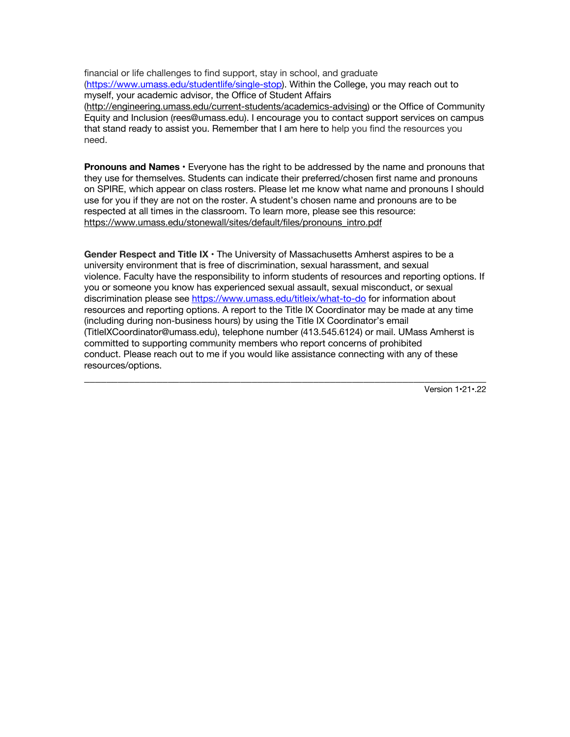financial or life challenges to find support, stay in school, and graduate (https://www.umass.edu/studentlife/single-stop). Within the College, you may reach out to myself, your academic advisor, the Office of Student Affairs (http://engineering.umass.edu/current-students/academics-advising) or the Office of Community Equity and Inclusion (rees@umass.edu). I encourage you to contact support services on campus that stand ready to assist you. Remember that I am here to help you find the resources you need.

**Pronouns and Names** • Everyone has the right to be addressed by the name and pronouns that they use for themselves. Students can indicate their preferred/chosen first name and pronouns on SPIRE, which appear on class rosters. Please let me know what name and pronouns I should use for you if they are not on the roster. A student's chosen name and pronouns are to be respected at all times in the classroom. To learn more, please see this resource: https://www.umass.edu/stonewall/sites/default/files/pronouns_intro.pdf

**Gender Respect and Title IX** • The University of Massachusetts Amherst aspires to be a university environment that is free of discrimination, sexual harassment, and sexual violence. Faculty have the responsibility to inform students of resources and reporting options. If you or someone you know has experienced sexual assault, sexual misconduct, or sexual discrimination please see https://www.umass.edu/titleix/what-to-do for information about resources and reporting options. A report to the Title IX Coordinator may be made at any time (including during non-business hours) by using the Title IX Coordinator's email (TitleIXCoordinator@umass.edu), telephone number (413.545.6124) or mail. UMass Amherst is committed to supporting community members who report concerns of prohibited conduct. Please reach out to me if you would like assistance connecting with any of these resources/options.

---

Version 1•21•.22